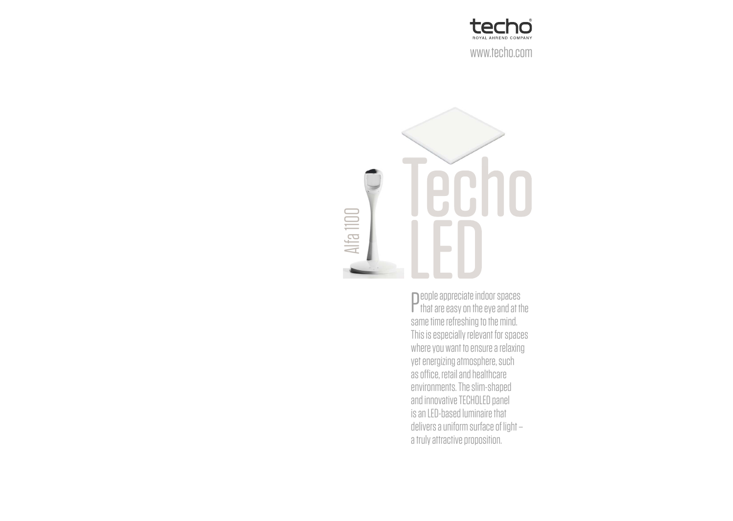techo

ROYAL AHREND COMPANY

www.techo.com

Alfa 1100

# Techo LED

People appreciate indoor spaces that are easy on the eye and at the same time refreshing to the mind. This is especially relevant for spaces where you want to ensure a relaxing yet energizing atmosphere, such as office, retail and healthcare environments. The slim-shaped and innovative TECHOLED panel is an LED-based luminaire that delivers a uniform surface of light – a truly attractive proposition.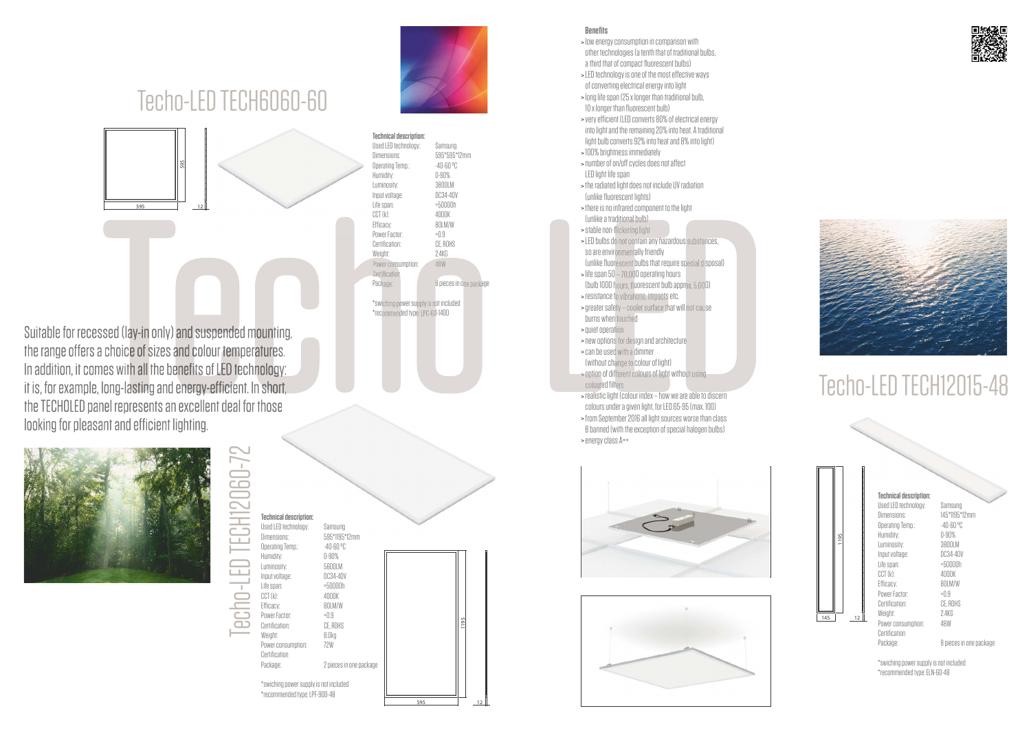# Techo-LED TECH6060-60

### Technical description:

| | |
|---|---|
| Used LED technology: | Samsung |
| Dimensions: | 595*595*12mm |
| Operating Temp.: | -40-60 °C |
| Humidity: | 0-90% |
| Luminosity: | 3800LM |
| Input voltage: | DC34-40V |
| Life span: | >50000h |
| CCT (k): | 4000K |
| Efficacy: | 80LM/W |
| Power Factor: | >0.9 |
| Certification: | CE, ROHS |
| Weight: | 2.4KG |
| Power consumption: | 48W |
| Certification | |
| Package: | 8 pieces in one package |

*swiching power supply is not included
*recommended type: LPC-60-1400

Suitable for recessed (lay-in only) and suspended mounting, the range offers a choice of sizes and colour temperatures. In addition, it comes with all the benefits of LED technology: it is, for example, long-lasting and energy-efficient. In short, the TECHOLED panel represents an excellent deal for those looking for pleasant and efficient lighting.

# Techo-LED TECH12060-72

### Technical description:

| | |
|---|---|
| Used LED technology: | Samsung |
| Dimensions: | 595*1195*12mm |
| Operating Temp.: | -40-60 °C |
| Humidity: | 0-90% |
| Luminosity: | 5600LM |
| Input voltage: | DC34-40V |
| Life span: | >50000h |
| CCT (k): | 4000K |
| Efficacy: | 80LM/W |
| Power Factor: | >0.9 |
| Certification: | CE, ROHS |
| Weight: | 8.0kg |
| Power consumption: | 72W |
| Certification | |
| Package: | 2 pieces in one package |

*swiching power supply is not included
*recommended type: LPF-900-48

### Benefits

- low energy consumption in comparison with other technologies (a tenth that of traditional bulbs, a third that of compact fluorescent bulbs)
- LED technology is one of the most effective ways of converting electrical energy into light
- long life span (25 x longer than traditional bulb, 10 x longer than fluorescent bulb)
- very efficient (LED converts 80% of electrical energy into light and the remaining 20% into heat. A traditional light bulb converts 92% into heat and 8% into light)
- 100% brightness immediately
- number of on/off cycles does not affect LED light life span
- the radiated light does not include UV radiation (unlike fluorescent lights)
- there is no infrared component to the light (unlike a traditional bulb)
- stable non-flickering light
- LED bulbs do not contain any hazardous substances, so are environmentally friendly (unlike fluorescent bulbs that require special disposal)
- life span 50 – 70,000 operating hours (bulb 1000 hours, fluorescent bulb approx. 5,000)
- resistance to vibrations, impacts etc.
- greater safety – cooler surface that will not cause burns when touched
- quiet operation
- new options for design and architecture
- can be used with a dimmer (without change to colour of light)
- option of different colours of light without using coloured filters
- realistic light (colour index – how we are able to discern colours under a given light, for LED 65-95 (max. 100)
- from September 2016 all light sources worse than class B banned (with the exception of special halogen bulbs)
- energy class A++

# Techo-LED TECH12015-48

### Technical description:

| | |
|---|---|
| Used LED technology: | Samsung |
| Dimensions: | 145*1195*12mm |
| Operating Temp.: | -40-60 °C |
| Humidity: | 0-90% |
| Luminosity: | 3800LM |
| Input voltage: | DC34-40V |
| Life span: | >50000h |
| CCT (k): | 4000K |
| Efficacy: | 80LM/W |
| Power Factor: | >0.9 |
| Certification: | CE, ROHS |
| Weight: | 2.4KG |
| Power consumption: | 48W |
| Certification | |
| Package: | 8 pieces in one package |

*swiching power supply is not included
*recommended type: ELN-60-48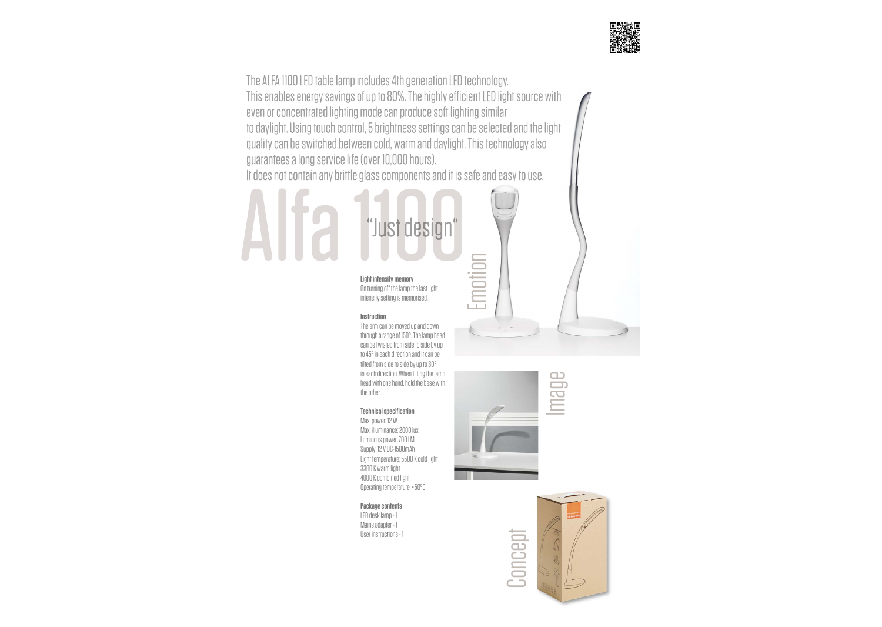The ALFA 1100 LED table lamp includes 4th generation LED technology.
This enables energy savings of up to 80%. The highly efficient LED light source with even or concentrated lighting mode can produce soft lighting similar to daylight. Using touch control, 5 brightness settings can be selected and the light quality can be switched between cold, warm and daylight. This technology also guarantees a long service life (over 10,000 hours).
It does not contain any brittle glass components and it is safe and easy to use.

# Alfa 1100

"Just design"

**Light intensity memory**
On turning off the lamp the last light intensity setting is memorised.

**Instruction**
The arm can be moved up and down through a range of 150°. The lamp head can be twisted from side to side by up to 45° in each direction and it can be tilted from side to side by up to 30° in each direction. When tilting the lamp head with one hand, hold the base with the other.

**Technical specification**
Max. power: 12 W
Max. illuminance: 2000 lux
Luminous power: 700 LM
Supply: 12 V DC-1500mAh
Light temperature: 5500 K cold light
3300 K warm light
4000 K combined light
Operating temperature: <50°C

**Package contents**
LED desk lamp - 1
Mains adapter - 1
User instructions - 1

Emotion

Image

Concept